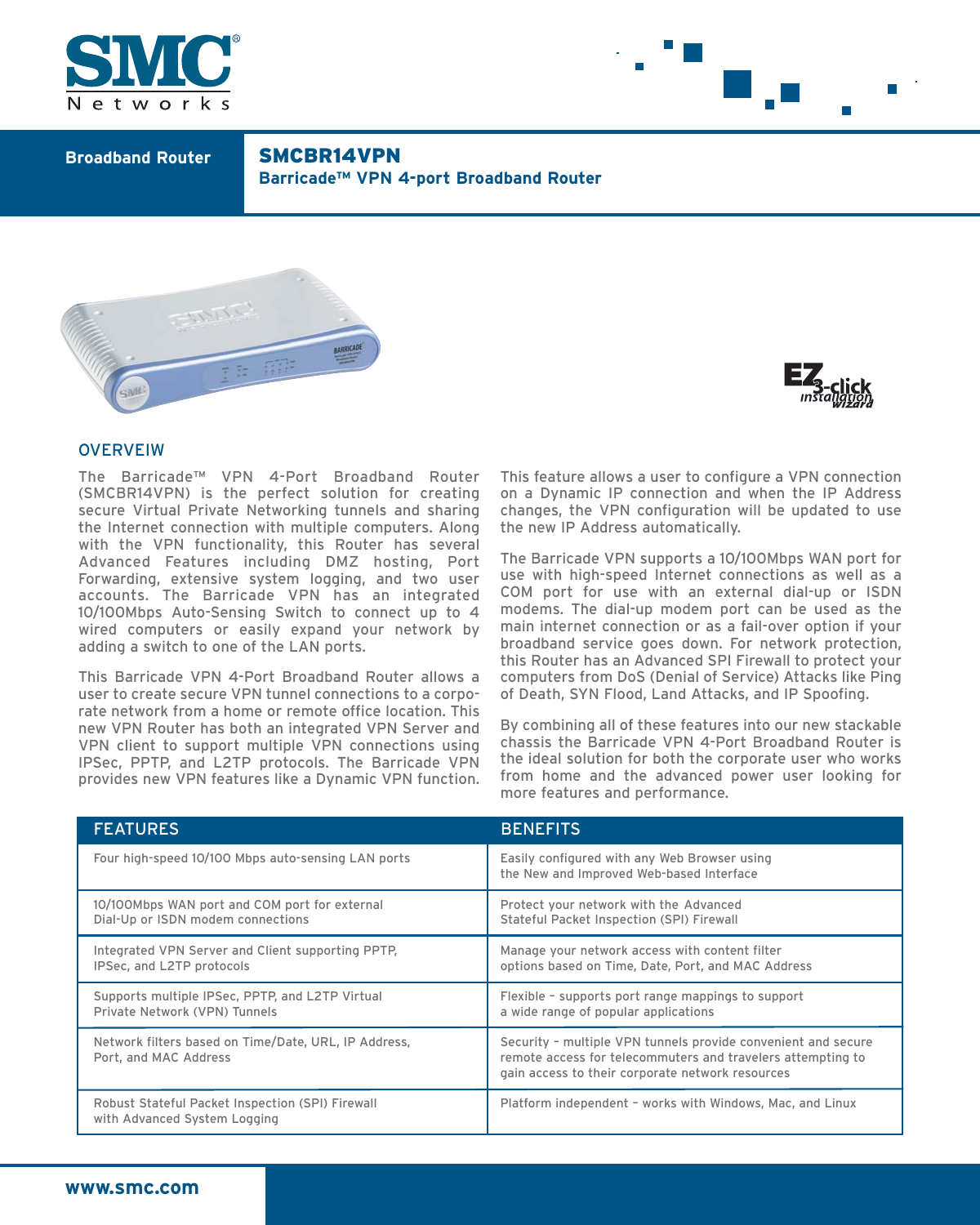SMC Networks

Broadband Router

# SMCBR14VPN

## Barricade™ VPN 4-port Broadband Router

EZ 3-click installation wizard

## OVERVEIW

The Barricade™ VPN 4-Port Broadband Router (SMCBR14VPN) is the perfect solution for creating secure Virtual Private Networking tunnels and sharing the Internet connection with multiple computers. Along with the VPN functionality, this Router has several Advanced Features including DMZ hosting, Port Forwarding, extensive system logging, and two user accounts. The Barricade VPN has an integrated 10/100Mbps Auto-Sensing Switch to connect up to 4 wired computers or easily expand your network by adding a switch to one of the LAN ports.

This Barricade VPN 4-Port Broadband Router allows a user to create secure VPN tunnel connections to a corporate network from a home or remote office location. This new VPN Router has both an integrated VPN Server and VPN client to support multiple VPN connections using IPSec, PPTP, and L2TP protocols. The Barricade VPN provides new VPN features like a Dynamic VPN function. This feature allows a user to configure a VPN connection on a Dynamic IP connection and when the IP Address changes, the VPN configuration will be updated to use the new IP Address automatically.

The Barricade VPN supports a 10/100Mbps WAN port for use with high-speed Internet connections as well as a COM port for use with an external dial-up or ISDN modems. The dial-up modem port can be used as the main internet connection or as a fail-over option if your broadband service goes down. For network protection, this Router has an Advanced SPI Firewall to protect your computers from DoS (Denial of Service) Attacks like Ping of Death, SYN Flood, Land Attacks, and IP Spoofing.

By combining all of these features into our new stackable chassis the Barricade VPN 4-Port Broadband Router is the ideal solution for both the corporate user who works from home and the advanced power user looking for more features and performance.

| FEATURES | BENEFITS |
|---|---|
| Four high-speed 10/100 Mbps auto-sensing LAN ports | Easily configured with any Web Browser using the New and Improved Web-based Interface |
| 10/100Mbps WAN port and COM port for external Dial-Up or ISDN modem connections | Protect your network with the Advanced Stateful Packet Inspection (SPI) Firewall |
| Integrated VPN Server and Client supporting PPTP, IPSec, and L2TP protocols | Manage your network access with content filter options based on Time, Date, Port, and MAC Address |
| Supports multiple IPSec, PPTP, and L2TP Virtual Private Network (VPN) Tunnels | Flexible – supports port range mappings to support a wide range of popular applications |
| Network filters based on Time/Date, URL, IP Address, Port, and MAC Address | Security – multiple VPN tunnels provide convenient and secure remote access for telecommuters and travelers attempting to gain access to their corporate network resources |
| Robust Stateful Packet Inspection (SPI) Firewall with Advanced System Logging | Platform independent – works with Windows, Mac, and Linux |

www.smc.com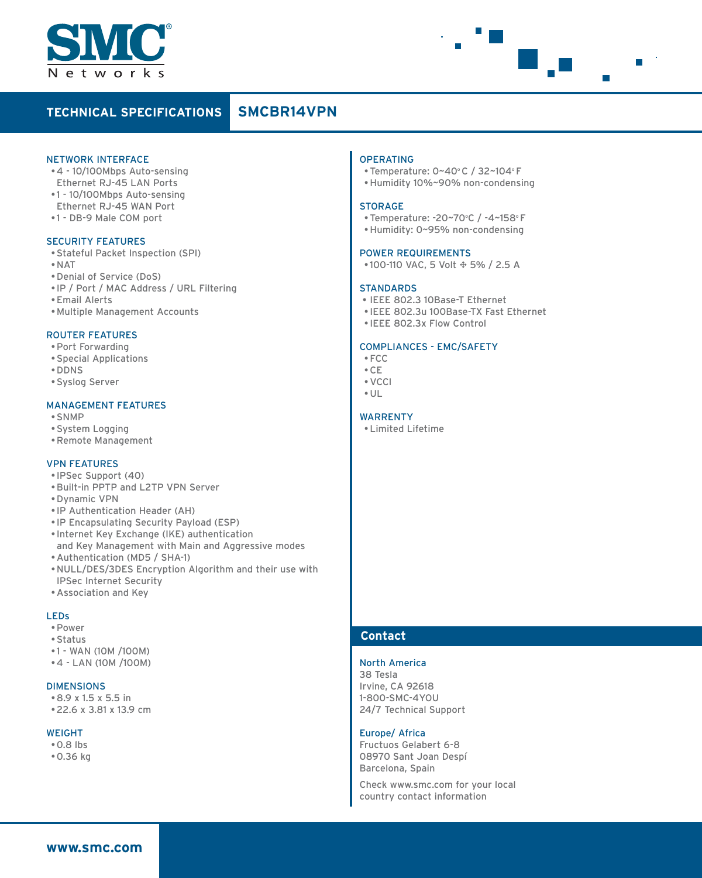# SMC Networks

## TECHNICAL SPECIFICATIONS SMCBR14VPN

### NETWORK INTERFACE
- 4 - 10/100Mbps Auto-sensing Ethernet RJ-45 LAN Ports
- 1 - 10/100Mbps Auto-sensing Ethernet RJ-45 WAN Port
- 1 - DB-9 Male COM port

### SECURITY FEATURES
- Stateful Packet Inspection (SPI)
- NAT
- Denial of Service (DoS)
- IP / Port / MAC Address / URL Filtering
- Email Alerts
- Multiple Management Accounts

### ROUTER FEATURES
- Port Forwarding
- Special Applications
- DDNS
- Syslog Server

### MANAGEMENT FEATURES
- SNMP
- System Logging
- Remote Management

### VPN FEATURES
- IPSec Support (40)
- Built-in PPTP and L2TP VPN Server
- Dynamic VPN
- IP Authentication Header (AH)
- IP Encapsulating Security Payload (ESP)
- Internet Key Exchange (IKE) authentication and Key Management with Main and Aggressive modes
- Authentication (MD5 / SHA-1)
- NULL/DES/3DES Encryption Algorithm and their use with IPSec Internet Security
- Association and Key

### LEDs
- Power
- Status
- 1 - WAN (10M /100M)
- 4 - LAN (10M /100M)

### DIMENSIONS
- 8.9 x 1.5 x 5.5 in
- 22.6 x 3.81 x 13.9 cm

### WEIGHT
- 0.8 lbs
- 0.36 kg

### OPERATING
- Temperature: 0~40°C / 32~104°F
- Humidity 10%~90% non-condensing

### STORAGE
- Temperature: -20~70°C / -4~158°F
- Humidity: 0~95% non-condensing

### POWER REQUIREMENTS
- 100-110 VAC, 5 Volt ± 5% / 2.5 A

### STANDARDS
- IEEE 802.3 10Base-T Ethernet
- IEEE 802.3u 100Base-TX Fast Ethernet
- IEEE 802.3x Flow Control

### COMPLIANCES - EMC/SAFETY
- FCC
- CE
- VCCI
- UL

### WARRENTY
- Limited Lifetime

## Contact

**North America**
38 Tesla
Irvine, CA 92618
1-800-SMC-4YOU
24/7 Technical Support

**Europe/ Africa**
Fructuos Gelabert 6-8
08970 Sant Joan Despí
Barcelona, Spain

Check www.smc.com for your local country contact information

**www.smc.com**